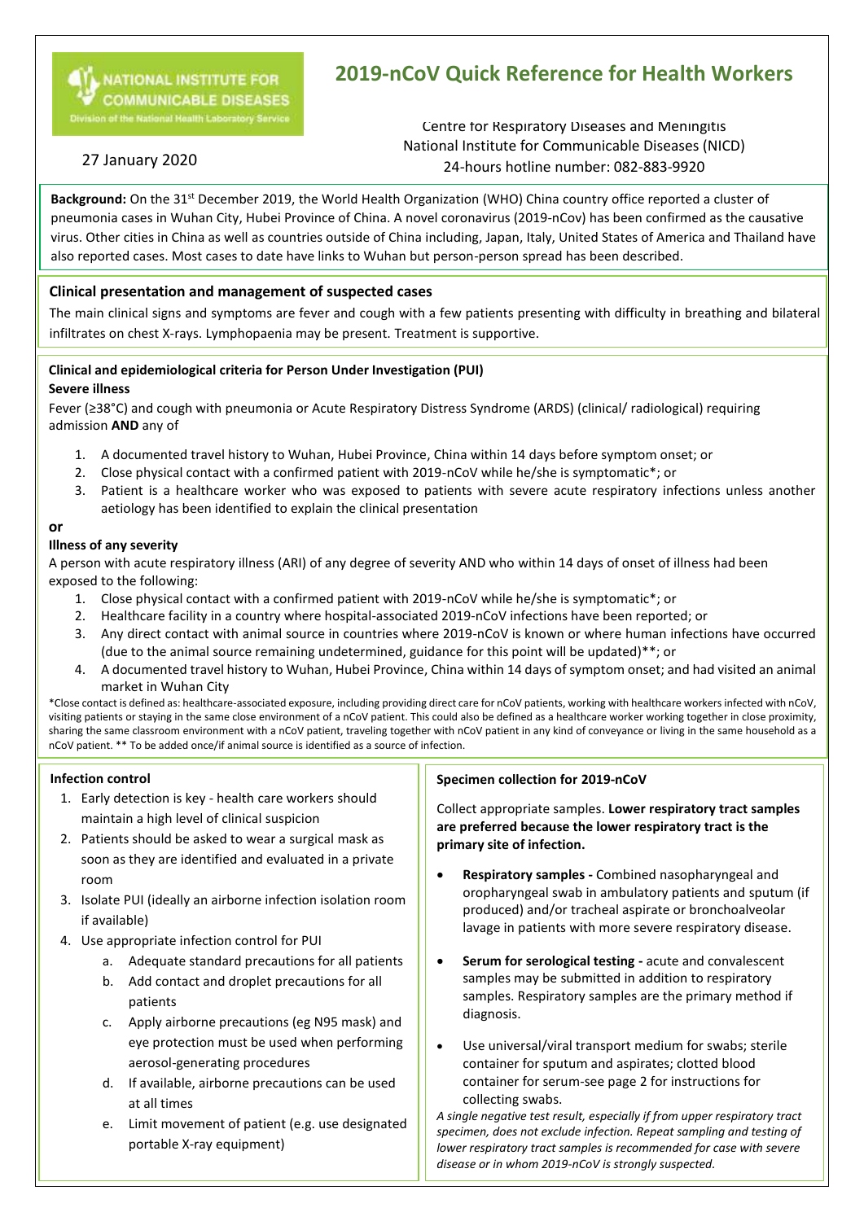# 2019-nCoV Quick Reference for Health Workers

NATIONAL INSTITUTE FOR COMMUNICABLE DISEASES
Division of the National Health Laboratory Service

27 January 2020

Centre for Respiratory Diseases and Meningitis
National Institute for Communicable Diseases (NICD)
24-hours hotline number: 082-883-9920

**Background:** On the 31st December 2019, the World Health Organization (WHO) China country office reported a cluster of pneumonia cases in Wuhan City, Hubei Province of China. A novel coronavirus (2019-nCov) has been confirmed as the causative virus. Other cities in China as well as countries outside of China including, Japan, Italy, United States of America and Thailand have also reported cases. Most cases to date have links to Wuhan but person-person spread has been described.

## Clinical presentation and management of suspected cases

The main clinical signs and symptoms are fever and cough with a few patients presenting with difficulty in breathing and bilateral infiltrates on chest X-rays. Lymphopaenia may be present. Treatment is supportive.

### Clinical and epidemiological criteria for Person Under Investigation (PUI)

**Severe illness**

Fever (≥38°C) and cough with pneumonia or Acute Respiratory Distress Syndrome (ARDS) (clinical/ radiological) requiring admission **AND** any of

1. A documented travel history to Wuhan, Hubei Province, China within 14 days before symptom onset; or
2. Close physical contact with a confirmed patient with 2019-nCoV while he/she is symptomatic*; or
3. Patient is a healthcare worker who was exposed to patients with severe acute respiratory infections unless another aetiology has been identified to explain the clinical presentation

**or**

**Illness of any severity**

A person with acute respiratory illness (ARI) of any degree of severity AND who within 14 days of onset of illness had been exposed to the following:

1. Close physical contact with a confirmed patient with 2019-nCoV while he/she is symptomatic*; or
2. Healthcare facility in a country where hospital-associated 2019-nCoV infections have been reported; or
3. Any direct contact with animal source in countries where 2019-nCoV is known or where human infections have occurred (due to the animal source remaining undetermined, guidance for this point will be updated)**; or
4. A documented travel history to Wuhan, Hubei Province, China within 14 days of symptom onset; and had visited an animal market in Wuhan City

*Close contact is defined as: healthcare-associated exposure, including providing direct care for nCoV patients, working with healthcare workers infected with nCoV, visiting patients or staying in the same close environment of a nCoV patient. This could also be defined as a healthcare worker working together in close proximity, sharing the same classroom environment with a nCoV patient, traveling together with nCoV patient in any kind of conveyance or living in the same household as a nCoV patient. ** To be added once/if animal source is identified as a source of infection.

### Infection control

1. Early detection is key - health care workers should maintain a high level of clinical suspicion
2. Patients should be asked to wear a surgical mask as soon as they are identified and evaluated in a private room
3. Isolate PUI (ideally an airborne infection isolation room if available)
4. Use appropriate infection control for PUI
   a. Adequate standard precautions for all patients
   b. Add contact and droplet precautions for all patients
   c. Apply airborne precautions (eg N95 mask) and eye protection must be used when performing aerosol-generating procedures
   d. If available, airborne precautions can be used at all times
   e. Limit movement of patient (e.g. use designated portable X-ray equipment)

### Specimen collection for 2019-nCoV

Collect appropriate samples. **Lower respiratory tract samples are preferred because the lower respiratory tract is the primary site of infection.**

- **Respiratory samples -** Combined nasopharyngeal and oropharyngeal swab in ambulatory patients and sputum (if produced) and/or tracheal aspirate or bronchoalveolar lavage in patients with more severe respiratory disease.
- **Serum for serological testing -** acute and convalescent samples may be submitted in addition to respiratory samples. Respiratory samples are the primary method if diagnosis.
- Use universal/viral transport medium for swabs; sterile container for sputum and aspirates; clotted blood container for serum-see page 2 for instructions for collecting swabs.

*A single negative test result, especially if from upper respiratory tract specimen, does not exclude infection. Repeat sampling and testing of lower respiratory tract samples is recommended for case with severe disease or in whom 2019-nCoV is strongly suspected.*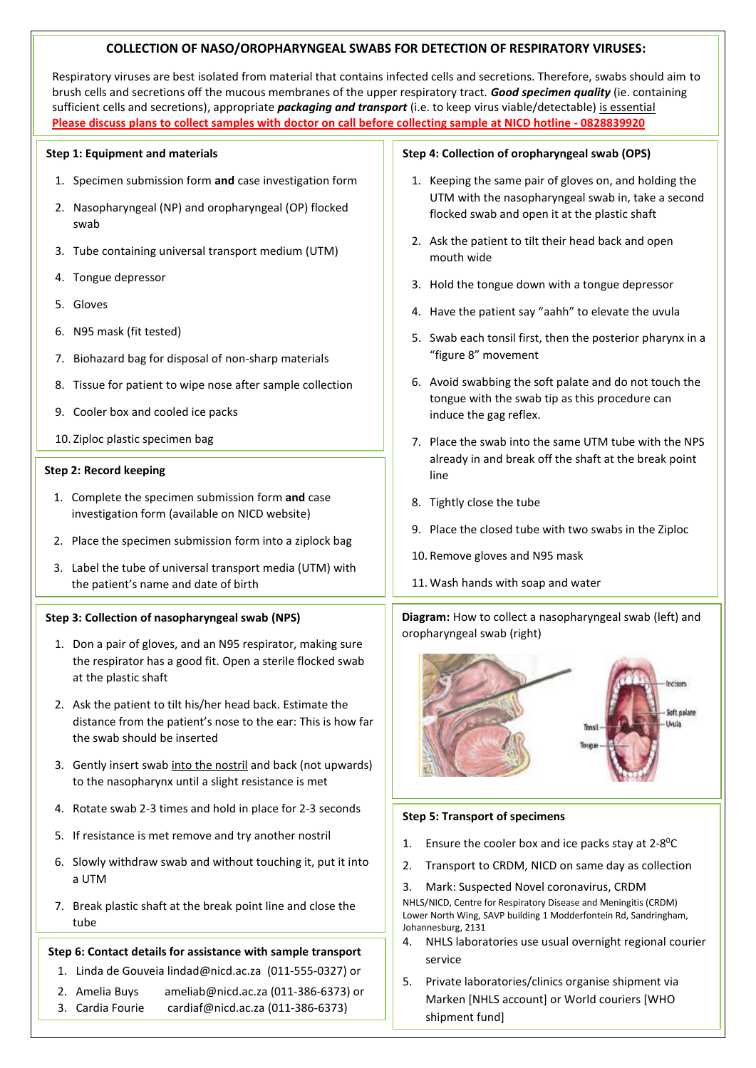## COLLECTION OF NASO/OROPHARYNGEAL SWABS FOR DETECTION OF RESPIRATORY VIRUSES:

Respiratory viruses are best isolated from material that contains infected cells and secretions. Therefore, swabs should aim to brush cells and secretions off the mucous membranes of the upper respiratory tract. ***Good specimen quality*** (ie. containing sufficient cells and secretions), appropriate ***packaging and transport*** (i.e. to keep virus viable/detectable) is essential

**Please discuss plans to collect samples with doctor on call before collecting sample at NICD hotline - 0828839920**

### Step 1: Equipment and materials

1. Specimen submission form **and** case investigation form
2. Nasopharyngeal (NP) and oropharyngeal (OP) flocked swab
3. Tube containing universal transport medium (UTM)
4. Tongue depressor
5. Gloves
6. N95 mask (fit tested)
7. Biohazard bag for disposal of non-sharp materials
8. Tissue for patient to wipe nose after sample collection
9. Cooler box and cooled ice packs
10. Ziploc plastic specimen bag

### Step 2: Record keeping

1. Complete the specimen submission form **and** case investigation form (available on NICD website)
2. Place the specimen submission form into a ziplock bag
3. Label the tube of universal transport media (UTM) with the patient's name and date of birth

### Step 3: Collection of nasopharyngeal swab (NPS)

1. Don a pair of gloves, and an N95 respirator, making sure the respirator has a good fit. Open a sterile flocked swab at the plastic shaft
2. Ask the patient to tilt his/her head back. Estimate the distance from the patient's nose to the ear: This is how far the swab should be inserted
3. Gently insert swab into the nostril and back (not upwards) to the nasopharynx until a slight resistance is met
4. Rotate swab 2-3 times and hold in place for 2-3 seconds
5. If resistance is met remove and try another nostril
6. Slowly withdraw swab and without touching it, put it into a UTM
7. Break plastic shaft at the break point line and close the tube

### Step 4: Collection of oropharyngeal swab (OPS)

1. Keeping the same pair of gloves on, and holding the UTM with the nasopharyngeal swab in, take a second flocked swab and open it at the plastic shaft
2. Ask the patient to tilt their head back and open mouth wide
3. Hold the tongue down with a tongue depressor
4. Have the patient say "aahh" to elevate the uvula
5. Swab each tonsil first, then the posterior pharynx in a "figure 8" movement
6. Avoid swabbing the soft palate and do not touch the tongue with the swab tip as this procedure can induce the gag reflex.
7. Place the swab into the same UTM tube with the NPS already in and break off the shaft at the break point line
8. Tightly close the tube
9. Place the closed tube with two swabs in the Ziploc
10. Remove gloves and N95 mask
11. Wash hands with soap and water

**Diagram:** How to collect a nasopharyngeal swab (left) and oropharyngeal swab (right)

Incisors
Soft palate
Uvula
Tonsil
Tongue

### Step 5: Transport of specimens

1. Ensure the cooler box and ice packs stay at 2-8$^{0}$C
2. Transport to CRDM, NICD on same day as collection
3. Mark: Suspected Novel coronavirus, CRDM
   NHLS/NICD, Centre for Respiratory Disease and Meningitis (CRDM) Lower North Wing, SAVP building 1 Modderfontein Rd, Sandringham, Johannesburg, 2131
4. NHLS laboratories use usual overnight regional courier service
5. Private laboratories/clinics organise shipment via Marken [NHLS account] or World couriers [WHO shipment fund]

### Step 6: Contact details for assistance with sample transport

1. Linda de Gouveia lindad@nicd.ac.za (011-555-0327) or
2. Amelia Buys ameliab@nicd.ac.za (011-386-6373) or
3. Cardia Fourie cardiaf@nicd.ac.za (011-386-6373)